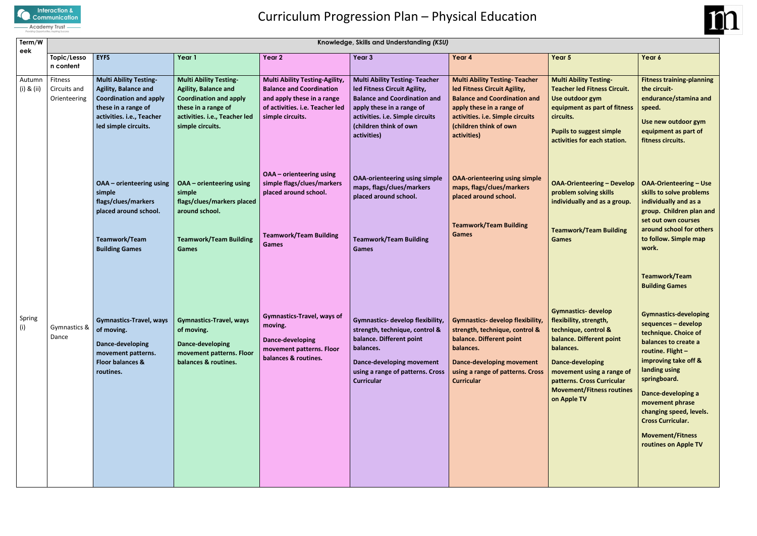# Curriculum Progression Plan – Physical Education

| Term/Week | Knowledge, Skills and Understanding *(KSU)* | | | | | | | |
|---|---|---|---|---|---|---|---|---|
| | **Topic/Lesson content** | **EYFS** | **Year 1** | **Year 2** | **Year 3** | **Year 4** | **Year 5** | **Year 6** |
| Autumn (i) & (ii) | Fitness Circuits and Orienteering | **Multi Ability Testing- Agility, Balance and Coordination and apply these in a range of activities. i.e., Teacher led simple circuits.**<br><br>**OAA – orienteering using simple flags/clues/markers placed around school.**<br><br>**Teamwork/Team Building Games** | **Multi Ability Testing- Agility, Balance and Coordination and apply these in a range of activities. i.e., Teacher led simple circuits.**<br><br>**OAA – orienteering using simple flags/clues/markers placed around school.**<br><br>**Teamwork/Team Building Games** | **Multi Ability Testing-Agility, Balance and Coordination and apply these in a range of activities. i.e. Teacher led simple circuits.**<br><br>**OAA – orienteering using simple flags/clues/markers placed around school.**<br><br>**Teamwork/Team Building Games** | **Multi Ability Testing- Teacher led Fitness Circuit Agility, Balance and Coordination and apply these in a range of activities. i.e. Simple circuits (children think of own activities)**<br><br>**OAA-orienteering using simple maps, flags/clues/markers placed around school.**<br><br>**Teamwork/Team Building Games** | **Multi Ability Testing- Teacher led Fitness Circuit Agility, Balance and Coordination and apply these in a range of activities. i.e. Simple circuits (children think of own activities)**<br><br>**OAA-orienteering using simple maps, flags/clues/markers placed around school.**<br><br>**Teamwork/Team Building Games** | **Multi Ability Testing- Teacher led Fitness Circuit. Use outdoor gym equipment as part of fitness circuits.**<br><br>**Pupils to suggest simple activities for each station.**<br><br>**OAA-Orienteering – Develop problem solving skills individually and as a group.**<br><br>**Teamwork/Team Building Games** | **Fitness training-planning the circuit- endurance/stamina and speed.**<br><br>**Use new outdoor gym equipment as part of fitness circuits.**<br><br>**OAA-Orienteering – Use skills to solve problems individually and as a group. Children plan and set out own courses around school for others to follow. Simple map work.**<br><br>**Teamwork/Team Building Games** |
| Spring (i) | Gymnastics & Dance | **Gymnastics-Travel, ways of moving.**<br><br>**Dance-developing movement patterns. Floor balances & routines.** | **Gymnastics-Travel, ways of moving.**<br><br>**Dance-developing movement patterns. Floor balances & routines.** | **Gymnastics-Travel, ways of moving.**<br><br>**Dance-developing movement patterns. Floor balances & routines.** | **Gymnastics- develop flexibility, strength, technique, control & balance. Different point balances.**<br><br>**Dance-developing movement using a range of patterns. Cross Curricular** | **Gymnastics- develop flexibility, strength, technique, control & balance. Different point balances.**<br><br>**Dance-developing movement using a range of patterns. Cross Curricular** | **Gymnastics- develop flexibility, strength, technique, control & balance. Different point balances.**<br><br>**Dance-developing movement using a range of patterns. Cross Curricular Movement/Fitness routines on Apple TV** | **Gymnastics-developing sequences – develop technique. Choice of balances to create a routine. Flight – improving take off & landing using springboard.**<br><br>**Dance-developing a movement phrase changing speed, levels. Cross Curricular.**<br><br>**Movement/Fitness routines on Apple TV** |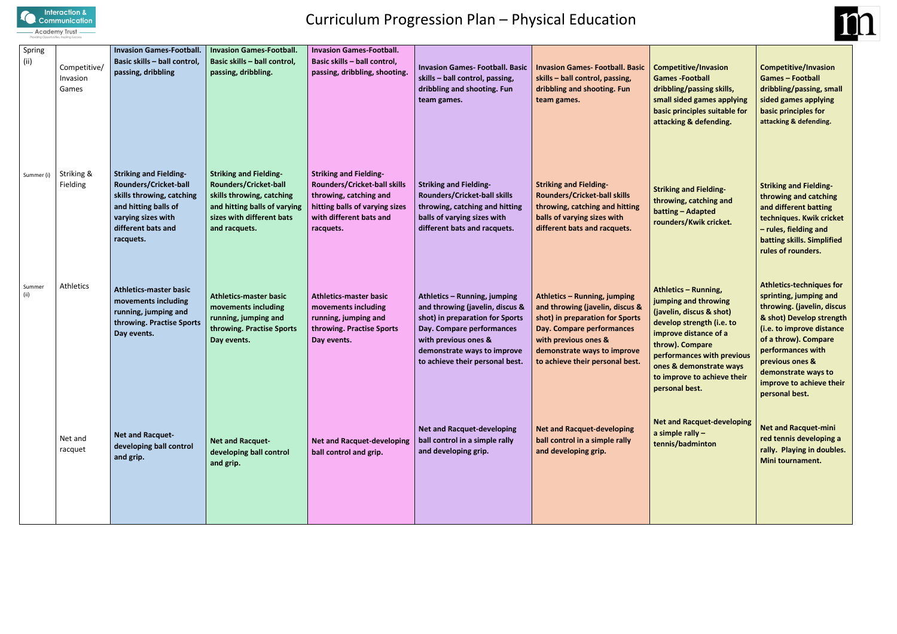# Curriculum Progression Plan – Physical Education

| | | | | | | | | |
|---|---|---|---|---|---|---|---|---|
| Spring (ii) | Competitive/ Invasion Games | **Invasion Games-Football. Basic skills – ball control, passing, dribbling** | **Invasion Games-Football. Basic skills – ball control, passing, dribbling.** | **Invasion Games-Football. Basic skills – ball control, passing, dribbling, shooting.** | **Invasion Games- Football. Basic skills – ball control, passing, dribbling and shooting. Fun team games.** | **Invasion Games- Football. Basic skills – ball control, passing, dribbling and shooting. Fun team games.** | **Competitive/Invasion Games -Football dribbling/passing skills, small sided games applying basic principles suitable for attacking & defending.** | **Competitive/Invasion Games – Football dribbling/passing, small sided games applying basic principles for attacking & defending.** |
| Summer (i) | Striking & Fielding | **Striking and Fielding- Rounders/Cricket-ball skills throwing, catching and hitting balls of varying sizes with different bats and racquets.** | **Striking and Fielding- Rounders/Cricket-ball skills throwing, catching and hitting balls of varying sizes with different bats and racquets.** | **Striking and Fielding- Rounders/Cricket-ball skills throwing, catching and hitting balls of varying sizes with different bats and racquets.** | **Striking and Fielding- Rounders/Cricket-ball skills throwing, catching and hitting balls of varying sizes with different bats and racquets.** | **Striking and Fielding- Rounders/Cricket-ball skills throwing, catching and hitting balls of varying sizes with different bats and racquets.** | **Striking and Fielding- throwing, catching and batting – Adapted rounders/Kwik cricket.** | **Striking and Fielding- throwing and catching and different batting techniques. Kwik cricket – rules, fielding and batting skills. Simplified rules of rounders.** |
| Summer (ii) | Athletics | **Athletics-master basic movements including running, jumping and throwing. Practise Sports Day events.** | **Athletics-master basic movements including running, jumping and throwing. Practise Sports Day events.** | **Athletics-master basic movements including running, jumping and throwing. Practise Sports Day events.** | **Athletics – Running, jumping and throwing (javelin, discus & shot) in preparation for Sports Day. Compare performances with previous ones & demonstrate ways to improve to achieve their personal best.** | **Athletics – Running, jumping and throwing (javelin, discus & shot) in preparation for Sports Day. Compare performances with previous ones & demonstrate ways to improve to achieve their personal best.** | **Athletics – Running, jumping and throwing (javelin, discus & shot) develop strength (i.e. to improve distance of a throw). Compare performances with previous ones & demonstrate ways to improve to achieve their personal best.** | **Athletics-techniques for sprinting, jumping and throwing. (javelin, discus & shot) Develop strength (i.e. to improve distance of a throw). Compare performances with previous ones & demonstrate ways to improve to achieve their personal best.** |
| | Net and racquet | **Net and Racquet- developing ball control and grip.** | **Net and Racquet- developing ball control and grip.** | **Net and Racquet-developing ball control and grip.** | **Net and Racquet-developing ball control in a simple rally and developing grip.** | **Net and Racquet-developing ball control in a simple rally and developing grip.** | **Net and Racquet-developing a simple rally – tennis/badminton** | **Net and Racquet-mini red tennis developing a rally. Playing in doubles. Mini tournament.** |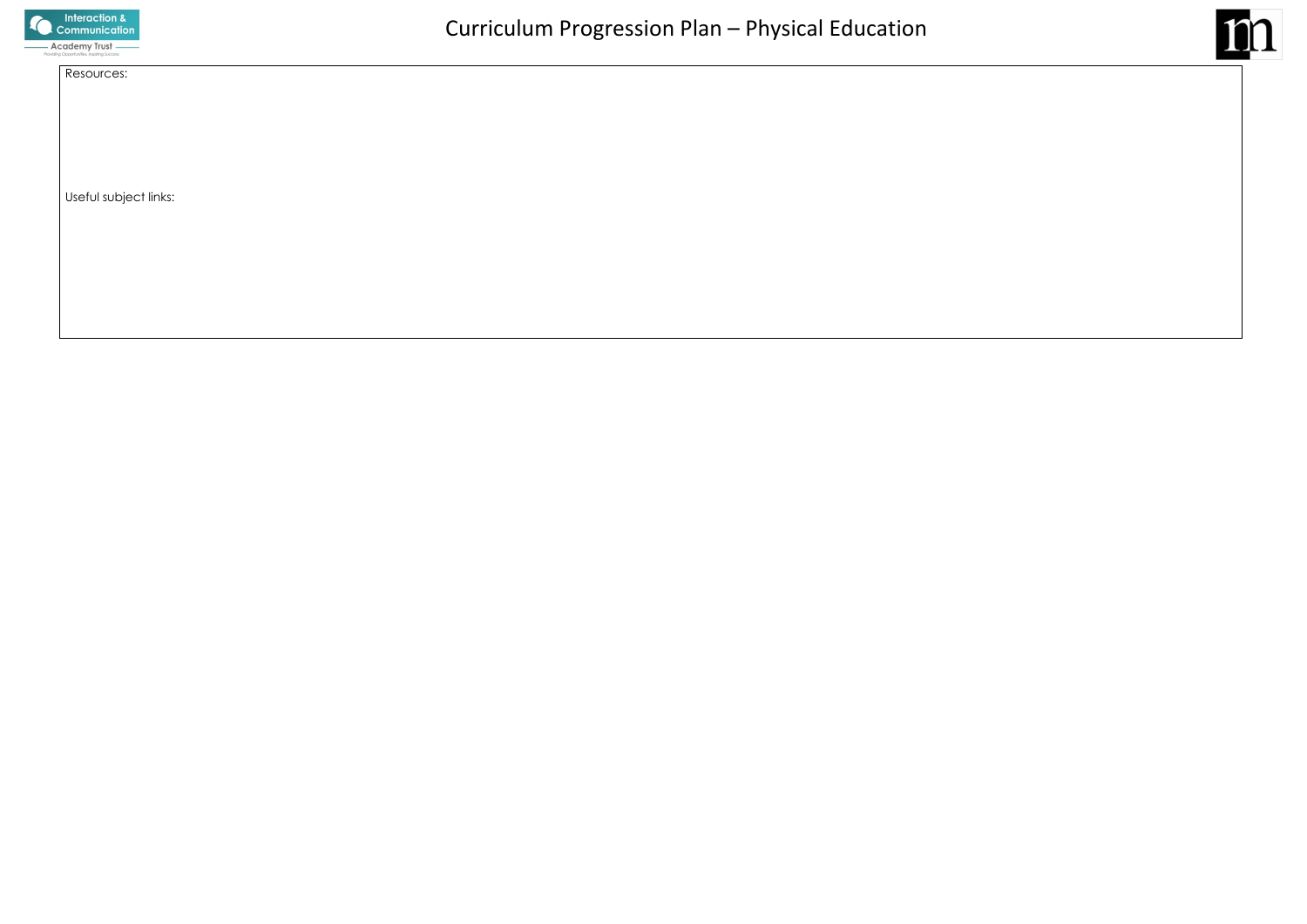Resources:

Useful subject links: